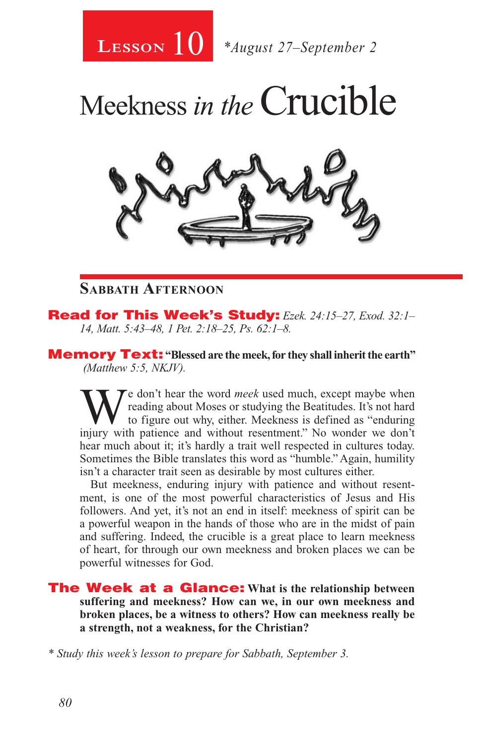# Lesson 10 *August 27–September 2

# Meekness *in the* Crucible

## Sabbath Afternoon

**Read for This Week's Study:** *Ezek. 24:15–27, Exod. 32:1–14, Matt. 5:43–48, 1 Pet. 2:18–25, Ps. 62:1–8.*

**Memory Text:** **"Blessed are the meek, for they shall inherit the earth"** *(Matthew 5:5, NKJV).*

We don't hear the word *meek* used much, except maybe when reading about Moses or studying the Beatitudes. It's not hard to figure out why, either. Meekness is defined as "enduring injury with patience and without resentment." No wonder we don't hear much about it; it's hardly a trait well respected in cultures today. Sometimes the Bible translates this word as "humble." Again, humility isn't a character trait seen as desirable by most cultures either.

But meekness, enduring injury with patience and without resentment, is one of the most powerful characteristics of Jesus and His followers. And yet, it's not an end in itself: meekness of spirit can be a powerful weapon in the hands of those who are in the midst of pain and suffering. Indeed, the crucible is a great place to learn meekness of heart, for through our own meekness and broken places we can be powerful witnesses for God.

**The Week at a Glance:** **What is the relationship between suffering and meekness? How can we, in our own meekness and broken places, be a witness to others? How can meekness really be a strength, not a weakness, for the Christian?**

*\* Study this week's lesson to prepare for Sabbath, September 3.*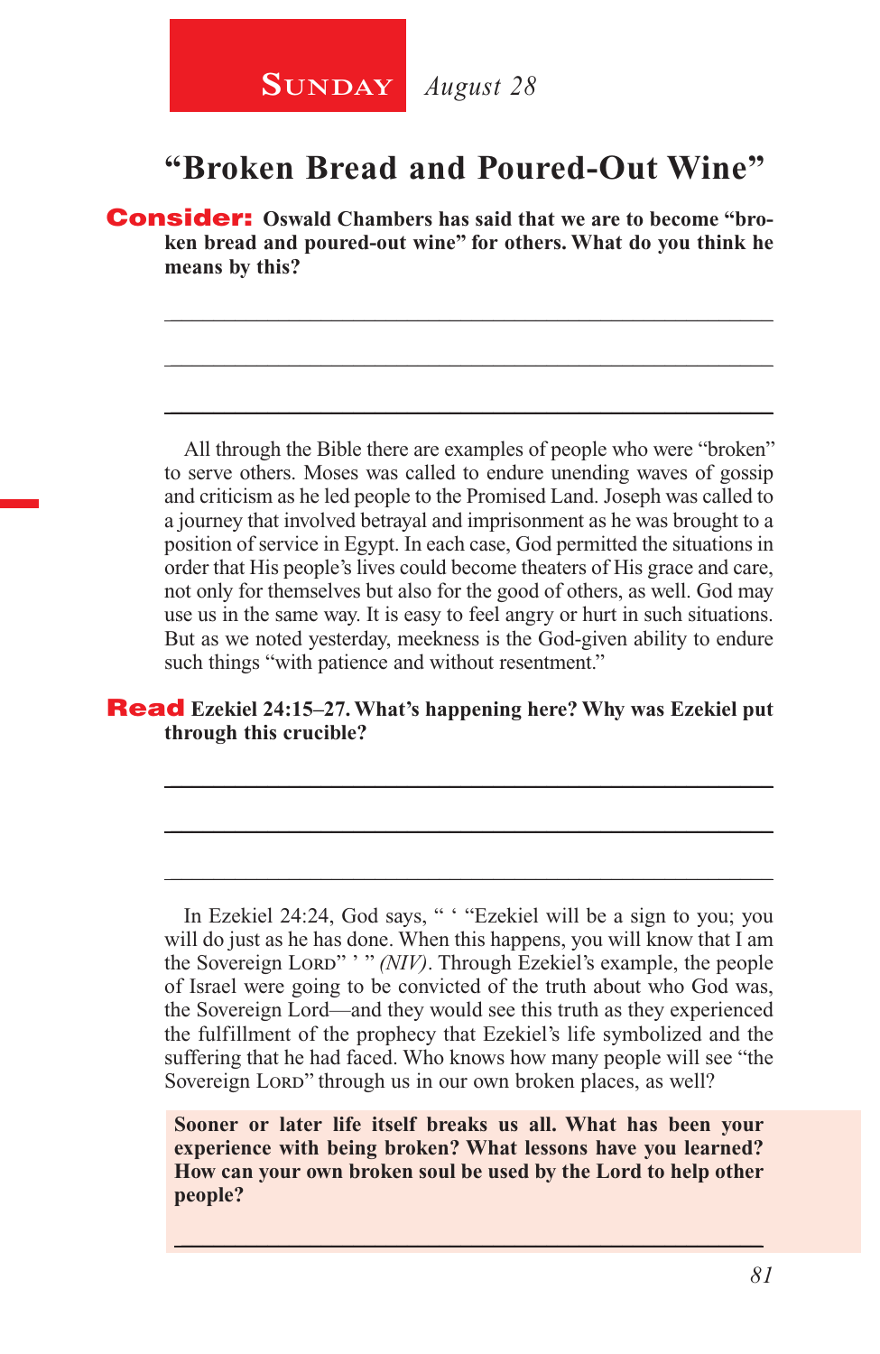**Sunday** *August 28*

# "Broken Bread and Poured-Out Wine"

**Consider: Oswald Chambers has said that we are to become "broken bread and poured-out wine" for others. What do you think he means by this?**

_______________________________________________

_______________________________________________

_______________________________________________

All through the Bible there are examples of people who were "broken" to serve others. Moses was called to endure unending waves of gossip and criticism as he led people to the Promised Land. Joseph was called to a journey that involved betrayal and imprisonment as he was brought to a position of service in Egypt. In each case, God permitted the situations in order that His people's lives could become theaters of His grace and care, not only for themselves but also for the good of others, as well. God may use us in the same way. It is easy to feel angry or hurt in such situations. But as we noted yesterday, meekness is the God-given ability to endure such things "with patience and without resentment."

**Read Ezekiel 24:15–27. What's happening here? Why was Ezekiel put through this crucible?**

_______________________________________________

_______________________________________________

_______________________________________________

In Ezekiel 24:24, God says, " ' "Ezekiel will be a sign to you; you will do just as he has done. When this happens, you will know that I am the Sovereign LORD" ' " *(NIV)*. Through Ezekiel's example, the people of Israel were going to be convicted of the truth about who God was, the Sovereign Lord—and they would see this truth as they experienced the fulfillment of the prophecy that Ezekiel's life symbolized and the suffering that he had faced. Who knows how many people will see "the Sovereign LORD" through us in our own broken places, as well?

**Sooner or later life itself breaks us all. What has been your experience with being broken? What lessons have you learned? How can your own broken soul be used by the Lord to help other people?**

_______________________________________________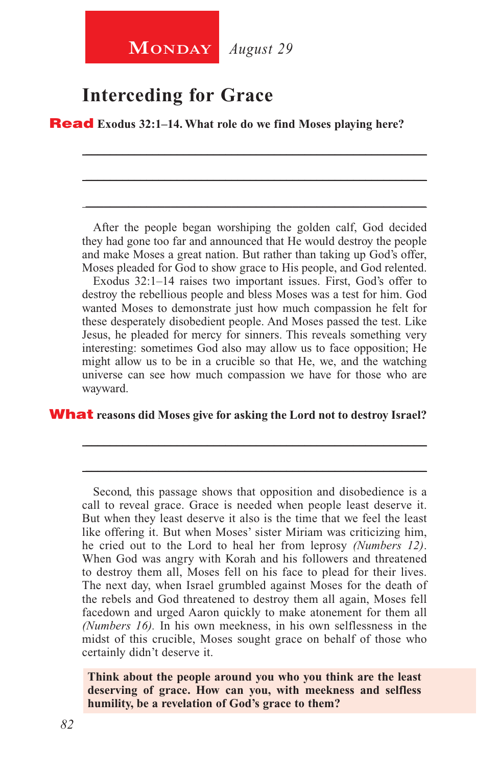**MONDAY** *August 29*

## Interceding for Grace

**Read Exodus 32:1–14. What role do we find Moses playing here?**

______________________________________________________________________

______________________________________________________________________

______________________________________________________________________

After the people began worshiping the golden calf, God decided they had gone too far and announced that He would destroy the people and make Moses a great nation. But rather than taking up God's offer, Moses pleaded for God to show grace to His people, and God relented.

Exodus 32:1–14 raises two important issues. First, God's offer to destroy the rebellious people and bless Moses was a test for him. God wanted Moses to demonstrate just how much compassion he felt for these desperately disobedient people. And Moses passed the test. Like Jesus, he pleaded for mercy for sinners. This reveals something very interesting: sometimes God also may allow us to face opposition; He might allow us to be in a crucible so that He, we, and the watching universe can see how much compassion we have for those who are wayward.

**What reasons did Moses give for asking the Lord not to destroy Israel?**

______________________________________________________________________

______________________________________________________________________

Second, this passage shows that opposition and disobedience is a call to reveal grace. Grace is needed when people least deserve it. But when they least deserve it also is the time that we feel the least like offering it. But when Moses' sister Miriam was criticizing him, he cried out to the Lord to heal her from leprosy *(Numbers 12)*. When God was angry with Korah and his followers and threatened to destroy them all, Moses fell on his face to plead for their lives. The next day, when Israel grumbled against Moses for the death of the rebels and God threatened to destroy them all again, Moses fell facedown and urged Aaron quickly to make atonement for them all *(Numbers 16)*. In his own meekness, in his own selflessness in the midst of this crucible, Moses sought grace on behalf of those who certainly didn't deserve it.

**Think about the people around you who you think are the least deserving of grace. How can you, with meekness and selfless humility, be a revelation of God's grace to them?**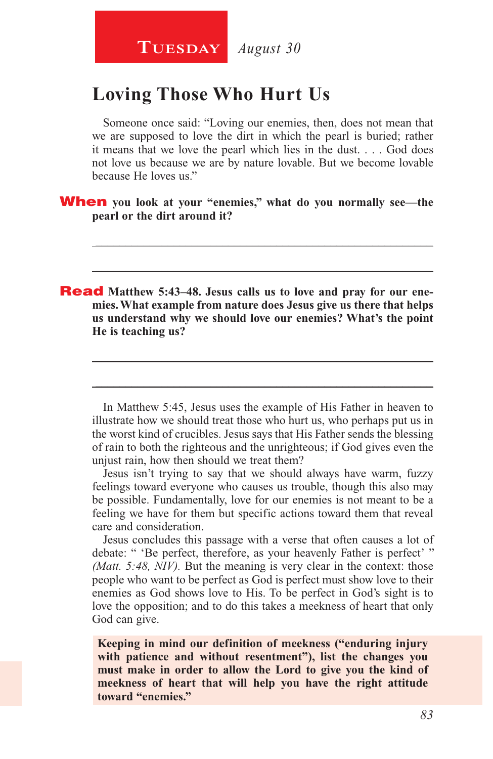**Tuesday** *August 30*

## Loving Those Who Hurt Us

Someone once said: “Loving our enemies, then, does not mean that we are supposed to love the dirt in which the pearl is buried; rather it means that we love the pearl which lies in the dust. . . . God does not love us because we are by nature lovable. But we become lovable because He loves us.”

**When you look at your “enemies,” what do you normally see—the pearl or the dirt around it?**

_______________________________________________________________

_______________________________________________________________

**Read Matthew 5:43–48. Jesus calls us to love and pray for our enemies. What example from nature does Jesus give us there that helps us understand why we should love our enemies? What’s the point He is teaching us?**

_______________________________________________________________

_______________________________________________________________

In Matthew 5:45, Jesus uses the example of His Father in heaven to illustrate how we should treat those who hurt us, who perhaps put us in the worst kind of crucibles. Jesus says that His Father sends the blessing of rain to both the righteous and the unrighteous; if God gives even the unjust rain, how then should we treat them?

Jesus isn’t trying to say that we should always have warm, fuzzy feelings toward everyone who causes us trouble, though this also may be possible. Fundamentally, love for our enemies is not meant to be a feeling we have for them but specific actions toward them that reveal care and consideration.

Jesus concludes this passage with a verse that often causes a lot of debate: “ ‘Be perfect, therefore, as your heavenly Father is perfect’ ” *(Matt. 5:48, NIV).* But the meaning is very clear in the context: those people who want to be perfect as God is perfect must show love to their enemies as God shows love to His. To be perfect in God’s sight is to love the opposition; and to do this takes a meekness of heart that only God can give.

**Keeping in mind our definition of meekness (“enduring injury with patience and without resentment”), list the changes you must make in order to allow the Lord to give you the kind of meekness of heart that will help you have the right attitude toward “enemies.”**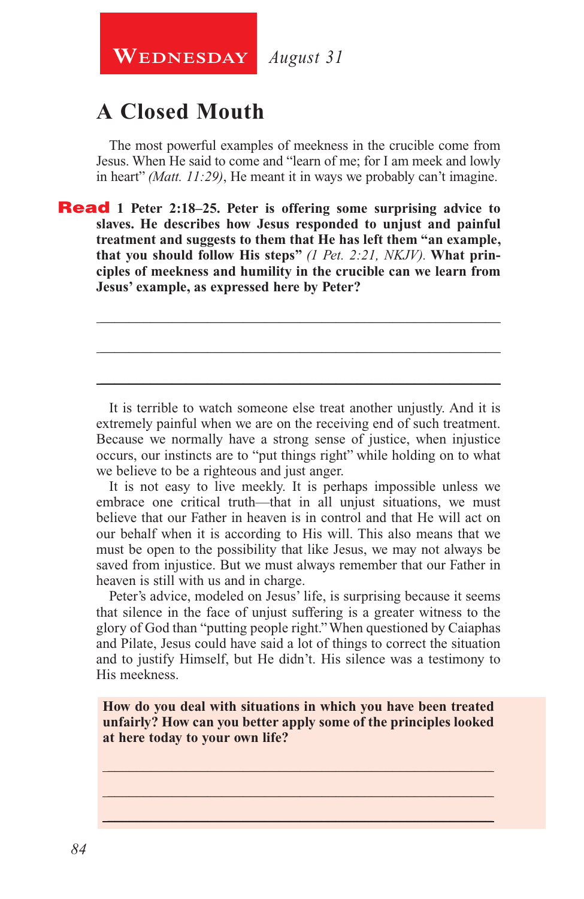**Wednesday** *August 31*

# A Closed Mouth

The most powerful examples of meekness in the crucible come from Jesus. When He said to come and "learn of me; for I am meek and lowly in heart" *(Matt. 11:29)*, He meant it in ways we probably can't imagine.

**Read 1 Peter 2:18–25. Peter is offering some surprising advice to slaves. He describes how Jesus responded to unjust and painful treatment and suggests to them that He has left them "an example, that you should follow His steps"** *(1 Pet. 2:21, NKJV).* **What principles of meekness and humility in the crucible can we learn from Jesus' example, as expressed here by Peter?**

_______________________________________________

_______________________________________________

_______________________________________________

It is terrible to watch someone else treat another unjustly. And it is extremely painful when we are on the receiving end of such treatment. Because we normally have a strong sense of justice, when injustice occurs, our instincts are to "put things right" while holding on to what we believe to be a righteous and just anger.

It is not easy to live meekly. It is perhaps impossible unless we embrace one critical truth—that in all unjust situations, we must believe that our Father in heaven is in control and that He will act on our behalf when it is according to His will. This also means that we must be open to the possibility that like Jesus, we may not always be saved from injustice. But we must always remember that our Father in heaven is still with us and in charge.

Peter's advice, modeled on Jesus' life, is surprising because it seems that silence in the face of unjust suffering is a greater witness to the glory of God than "putting people right." When questioned by Caiaphas and Pilate, Jesus could have said a lot of things to correct the situation and to justify Himself, but He didn't. His silence was a testimony to His meekness.

**How do you deal with situations in which you have been treated unfairly? How can you better apply some of the principles looked at here today to your own life?**

_______________________________________________

_______________________________________________

_______________________________________________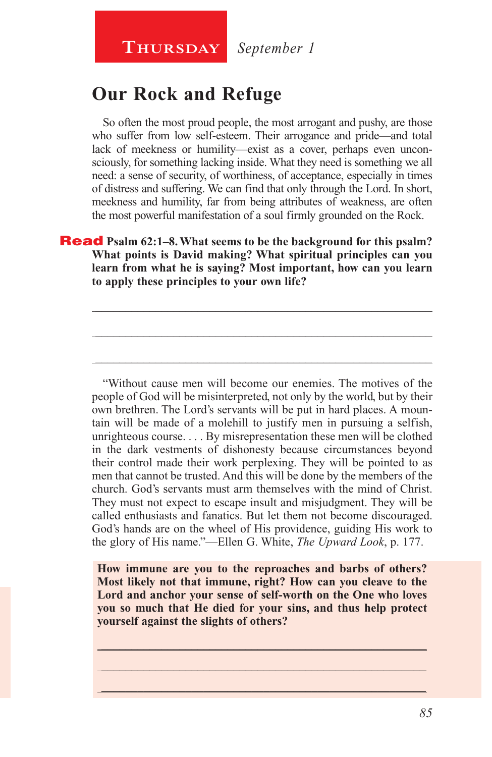**Thursday** *September 1*

# Our Rock and Refuge

So often the most proud people, the most arrogant and pushy, are those who suffer from low self-esteem. Their arrogance and pride—and total lack of meekness or humility—exist as a cover, perhaps even unconsciously, for something lacking inside. What they need is something we all need: a sense of security, of worthiness, of acceptance, especially in times of distress and suffering. We can find that only through the Lord. In short, meekness and humility, far from being attributes of weakness, are often the most powerful manifestation of a soul firmly grounded on the Rock.

**Read Psalm 62:1–8. What seems to be the background for this psalm? What points is David making? What spiritual principles can you learn from what he is saying? Most important, how can you learn to apply these principles to your own life?**

_______________________________________________

_______________________________________________

_______________________________________________

"Without cause men will become our enemies. The motives of the people of God will be misinterpreted, not only by the world, but by their own brethren. The Lord's servants will be put in hard places. A mountain will be made of a molehill to justify men in pursuing a selfish, unrighteous course. . . . By misrepresentation these men will be clothed in the dark vestments of dishonesty because circumstances beyond their control made their work perplexing. They will be pointed to as men that cannot be trusted. And this will be done by the members of the church. God's servants must arm themselves with the mind of Christ. They must not expect to escape insult and misjudgment. They will be called enthusiasts and fanatics. But let them not become discouraged. God's hands are on the wheel of His providence, guiding His work to the glory of His name."—Ellen G. White, *The Upward Look*, p. 177.

**How immune are you to the reproaches and barbs of others? Most likely not that immune, right? How can you cleave to the Lord and anchor your sense of self-worth on the One who loves you so much that He died for your sins, and thus help protect yourself against the slights of others?**

_______________________________________________

_______________________________________________

_______________________________________________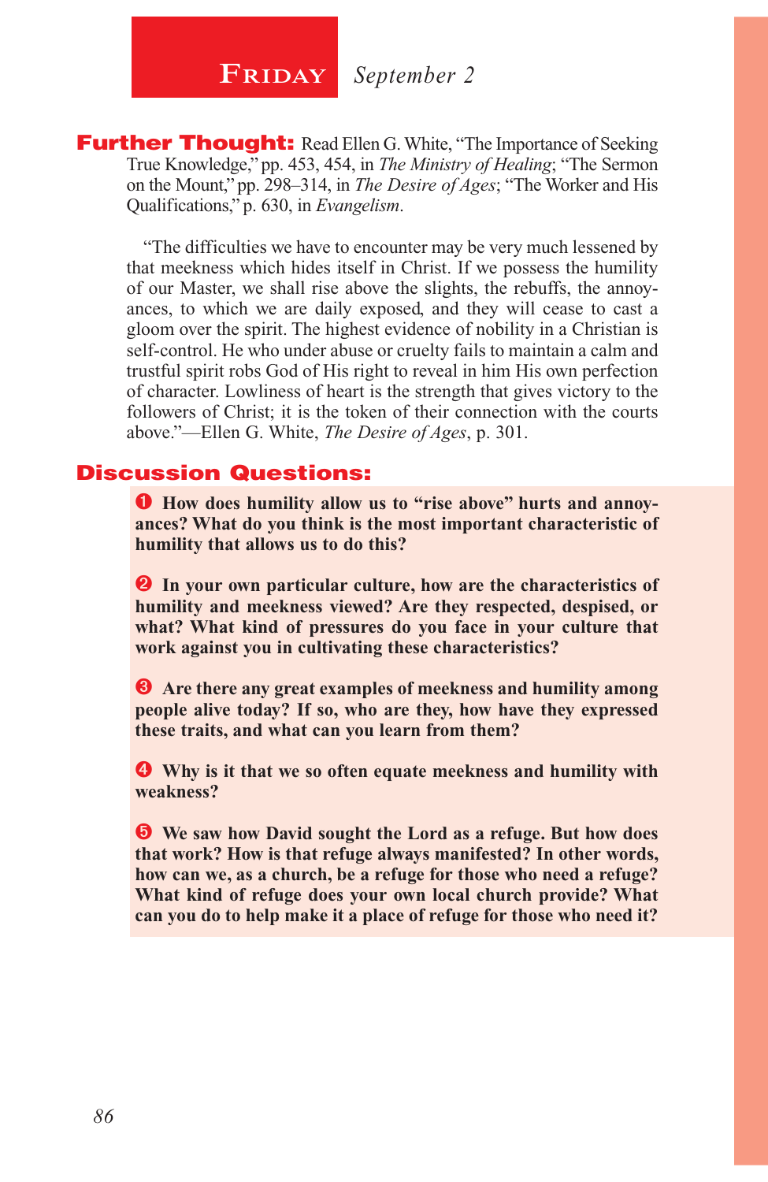# FRIDAY *September 2*

**Further Thought:** Read Ellen G. White, "The Importance of Seeking True Knowledge," pp. 453, 454, in *The Ministry of Healing*; "The Sermon on the Mount," pp. 298–314, in *The Desire of Ages*; "The Worker and His Qualifications," p. 630, in *Evangelism*.

"The difficulties we have to encounter may be very much lessened by that meekness which hides itself in Christ. If we possess the humility of our Master, we shall rise above the slights, the rebuffs, the annoyances, to which we are daily exposed, and they will cease to cast a gloom over the spirit. The highest evidence of nobility in a Christian is self-control. He who under abuse or cruelty fails to maintain a calm and trustful spirit robs God of His right to reveal in him His own perfection of character. Lowliness of heart is the strength that gives victory to the followers of Christ; it is the token of their connection with the courts above."—Ellen G. White, *The Desire of Ages*, p. 301.

## Discussion Questions:

**❶ How does humility allow us to "rise above" hurts and annoyances? What do you think is the most important characteristic of humility that allows us to do this?**

**❷ In your own particular culture, how are the characteristics of humility and meekness viewed? Are they respected, despised, or what? What kind of pressures do you face in your culture that work against you in cultivating these characteristics?**

**❸ Are there any great examples of meekness and humility among people alive today? If so, who are they, how have they expressed these traits, and what can you learn from them?**

**❹ Why is it that we so often equate meekness and humility with weakness?**

**❺ We saw how David sought the Lord as a refuge. But how does that work? How is that refuge always manifested? In other words, how can we, as a church, be a refuge for those who need a refuge? What kind of refuge does your own local church provide? What can you do to help make it a place of refuge for those who need it?**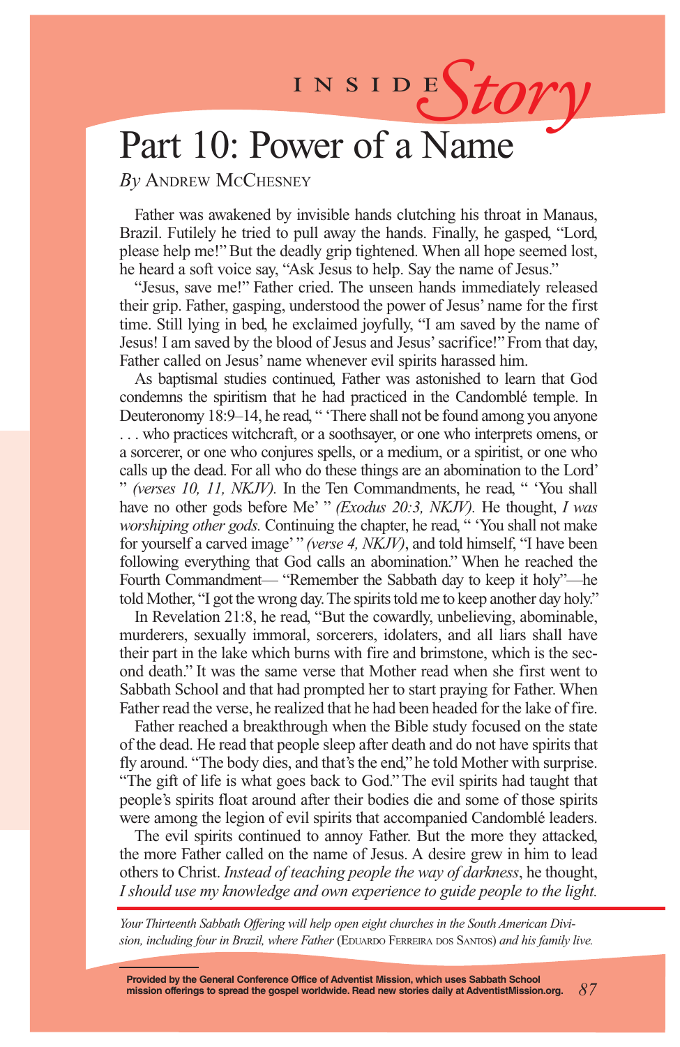INSIDE *Story*

# Part 10: Power of a Name

*By* Andrew McChesney

Father was awakened by invisible hands clutching his throat in Manaus, Brazil. Futilely he tried to pull away the hands. Finally, he gasped, "Lord, please help me!" But the deadly grip tightened. When all hope seemed lost, he heard a soft voice say, "Ask Jesus to help. Say the name of Jesus."

"Jesus, save me!" Father cried. The unseen hands immediately released their grip. Father, gasping, understood the power of Jesus' name for the first time. Still lying in bed, he exclaimed joyfully, "I am saved by the name of Jesus! I am saved by the blood of Jesus and Jesus' sacrifice!" From that day, Father called on Jesus' name whenever evil spirits harassed him.

As baptismal studies continued, Father was astonished to learn that God condemns the spiritism that he had practiced in the Candomblé temple. In Deuteronomy 18:9–14, he read, " 'There shall not be found among you anyone . . . who practices witchcraft, or a soothsayer, or one who interprets omens, or a sorcerer, or one who conjures spells, or a medium, or a spiritist, or one who calls up the dead. For all who do these things are an abomination to the Lord' " *(verses 10, 11, NKJV).* In the Ten Commandments, he read, " 'You shall have no other gods before Me' " *(Exodus 20:3, NKJV).* He thought, *I was worshiping other gods.* Continuing the chapter, he read, " 'You shall not make for yourself a carved image' " *(verse 4, NKJV)*, and told himself, "I have been following everything that God calls an abomination." When he reached the Fourth Commandment— "Remember the Sabbath day to keep it holy"—he told Mother, "I got the wrong day. The spirits told me to keep another day holy."

In Revelation 21:8, he read, "But the cowardly, unbelieving, abominable, murderers, sexually immoral, sorcerers, idolaters, and all liars shall have their part in the lake which burns with fire and brimstone, which is the second death." It was the same verse that Mother read when she first went to Sabbath School and that had prompted her to start praying for Father. When Father read the verse, he realized that he had been headed for the lake of fire.

Father reached a breakthrough when the Bible study focused on the state of the dead. He read that people sleep after death and do not have spirits that fly around. "The body dies, and that's the end," he told Mother with surprise. "The gift of life is what goes back to God." The evil spirits had taught that people's spirits float around after their bodies die and some of those spirits were among the legion of evil spirits that accompanied Candomblé leaders.

The evil spirits continued to annoy Father. But the more they attacked, the more Father called on the name of Jesus. A desire grew in him to lead others to Christ. *Instead of teaching people the way of darkness*, he thought, *I should use my knowledge and own experience to guide people to the light.*

---

*Your Thirteenth Sabbath Offering will help open eight churches in the South American Division, including four in Brazil, where Father* (Eduardo Ferreira dos Santos) *and his family live.*

**Provided by the General Conference Office of Adventist Mission, which uses Sabbath School mission offerings to spread the gospel worldwide. Read new stories daily at AdventistMission.org.**